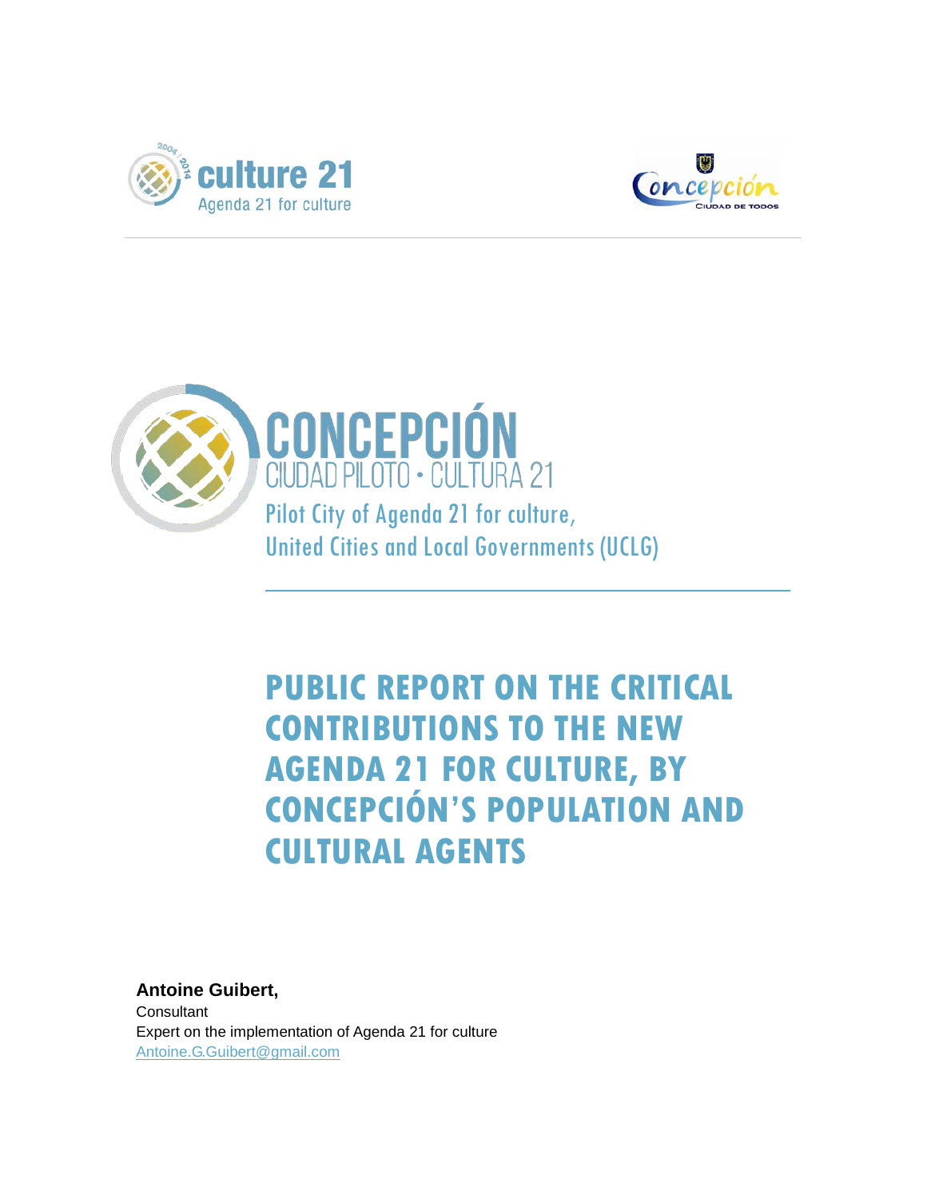culture 21

Agenda 21 for culture

Concepción

CIUDAD DE TODOS

# CONCEPCIÓN

CIUDAD PILOTO • CULTURA 21

Pilot City of Agenda 21 for culture,
United Cities and Local Governments (UCLG)

# PUBLIC REPORT ON THE CRITICAL CONTRIBUTIONS TO THE NEW AGENDA 21 FOR CULTURE, BY CONCEPCIÓN'S POPULATION AND CULTURAL AGENTS

**Antoine Guibert,**
Consultant
Expert on the implementation of Agenda 21 for culture
Antoine.G.Guibert@gmail.com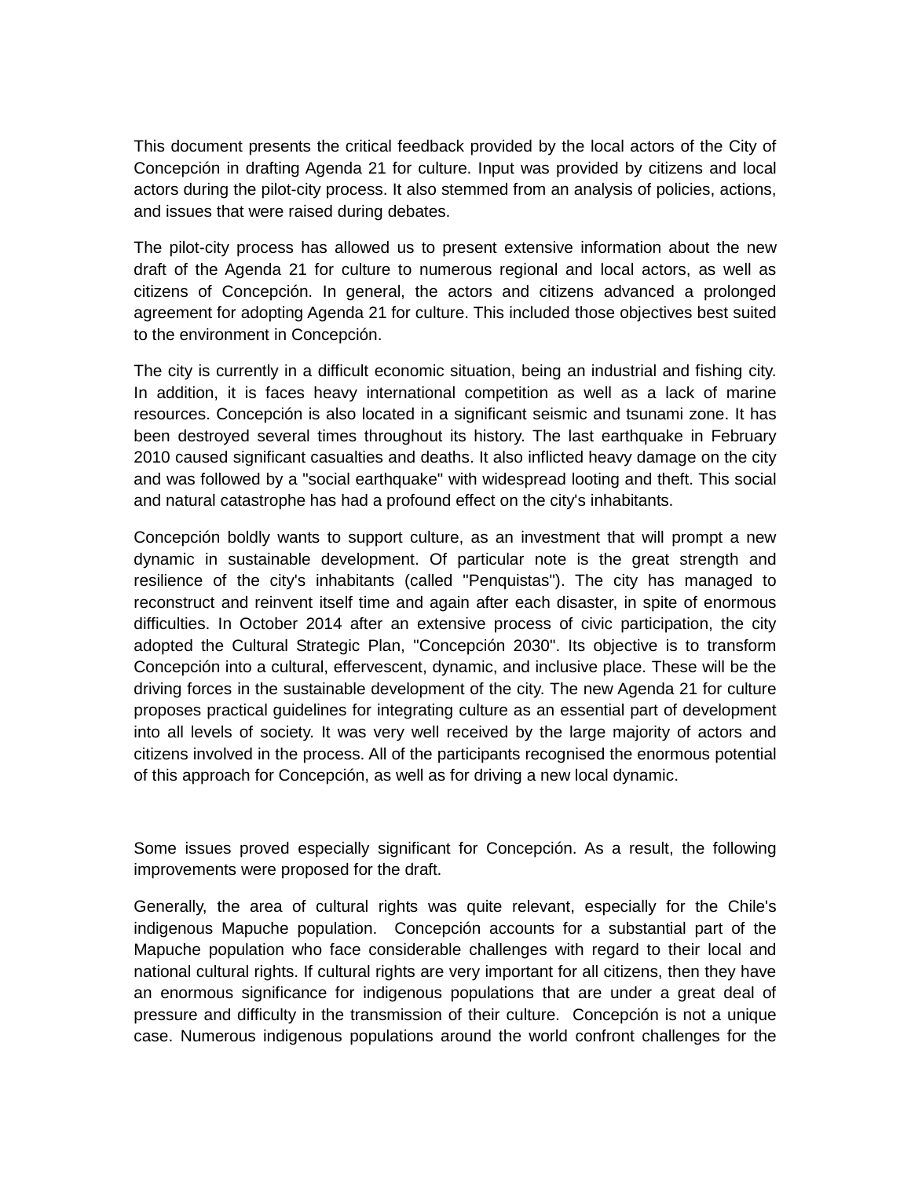This document presents the critical feedback provided by the local actors of the City of Concepción in drafting Agenda 21 for culture. Input was provided by citizens and local actors during the pilot-city process. It also stemmed from an analysis of policies, actions, and issues that were raised during debates.

The pilot-city process has allowed us to present extensive information about the new draft of the Agenda 21 for culture to numerous regional and local actors, as well as citizens of Concepción. In general, the actors and citizens advanced a prolonged agreement for adopting Agenda 21 for culture. This included those objectives best suited to the environment in Concepción.

The city is currently in a difficult economic situation, being an industrial and fishing city. In addition, it is faces heavy international competition as well as a lack of marine resources. Concepción is also located in a significant seismic and tsunami zone. It has been destroyed several times throughout its history. The last earthquake in February 2010 caused significant casualties and deaths. It also inflicted heavy damage on the city and was followed by a "social earthquake" with widespread looting and theft. This social and natural catastrophe has had a profound effect on the city's inhabitants.

Concepción boldly wants to support culture, as an investment that will prompt a new dynamic in sustainable development. Of particular note is the great strength and resilience of the city's inhabitants (called "Penquistas"). The city has managed to reconstruct and reinvent itself time and again after each disaster, in spite of enormous difficulties. In October 2014 after an extensive process of civic participation, the city adopted the Cultural Strategic Plan, "Concepción 2030". Its objective is to transform Concepción into a cultural, effervescent, dynamic, and inclusive place. These will be the driving forces in the sustainable development of the city. The new Agenda 21 for culture proposes practical guidelines for integrating culture as an essential part of development into all levels of society. It was very well received by the large majority of actors and citizens involved in the process. All of the participants recognised the enormous potential of this approach for Concepción, as well as for driving a new local dynamic.

Some issues proved especially significant for Concepción. As a result, the following improvements were proposed for the draft.

Generally, the area of cultural rights was quite relevant, especially for the Chile's indigenous Mapuche population. Concepción accounts for a substantial part of the Mapuche population who face considerable challenges with regard to their local and national cultural rights. If cultural rights are very important for all citizens, then they have an enormous significance for indigenous populations that are under a great deal of pressure and difficulty in the transmission of their culture. Concepción is not a unique case. Numerous indigenous populations around the world confront challenges for the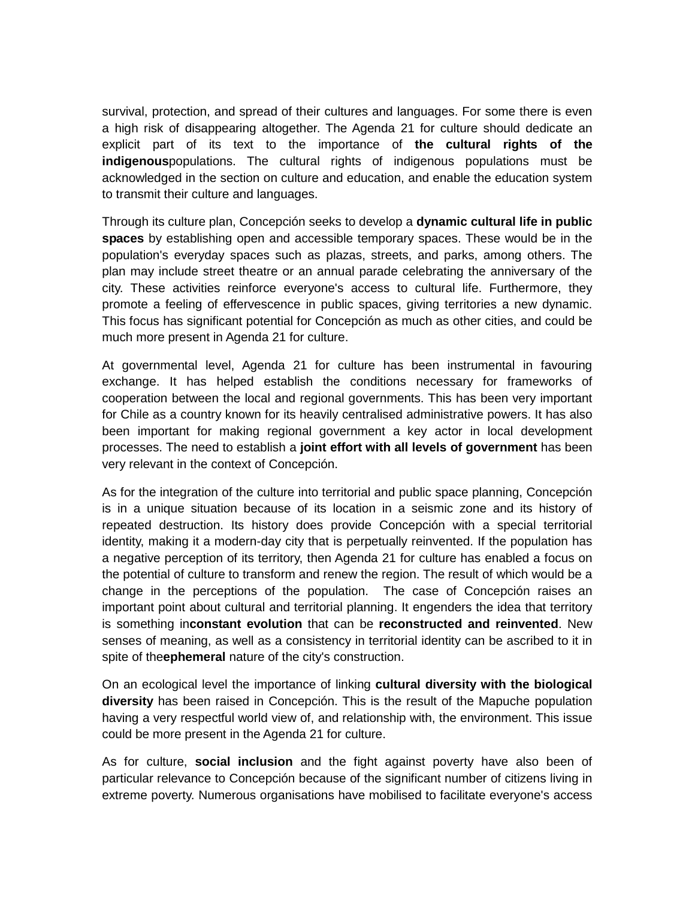survival, protection, and spread of their cultures and languages. For some there is even a high risk of disappearing altogether. The Agenda 21 for culture should dedicate an explicit part of its text to the importance of **the cultural rights of the indigenous** populations. The cultural rights of indigenous populations must be acknowledged in the section on culture and education, and enable the education system to transmit their culture and languages.

Through its culture plan, Concepción seeks to develop a **dynamic cultural life in public spaces** by establishing open and accessible temporary spaces. These would be in the population's everyday spaces such as plazas, streets, and parks, among others. The plan may include street theatre or an annual parade celebrating the anniversary of the city. These activities reinforce everyone's access to cultural life. Furthermore, they promote a feeling of effervescence in public spaces, giving territories a new dynamic. This focus has significant potential for Concepción as much as other cities, and could be much more present in Agenda 21 for culture.

At governmental level, Agenda 21 for culture has been instrumental in favouring exchange. It has helped establish the conditions necessary for frameworks of cooperation between the local and regional governments. This has been very important for Chile as a country known for its heavily centralised administrative powers. It has also been important for making regional government a key actor in local development processes. The need to establish a **joint effort with all levels of government** has been very relevant in the context of Concepción.

As for the integration of the culture into territorial and public space planning, Concepción is in a unique situation because of its location in a seismic zone and its history of repeated destruction. Its history does provide Concepción with a special territorial identity, making it a modern-day city that is perpetually reinvented. If the population has a negative perception of its territory, then Agenda 21 for culture has enabled a focus on the potential of culture to transform and renew the region. The result of which would be a change in the perceptions of the population. The case of Concepción raises an important point about cultural and territorial planning. It engenders the idea that territory is something in **constant evolution** that can be **reconstructed and reinvented**. New senses of meaning, as well as a consistency in territorial identity can be ascribed to it in spite of the **ephemeral** nature of the city's construction.

On an ecological level the importance of linking **cultural diversity with the biological diversity** has been raised in Concepción. This is the result of the Mapuche population having a very respectful world view of, and relationship with, the environment. This issue could be more present in the Agenda 21 for culture.

As for culture, **social inclusion** and the fight against poverty have also been of particular relevance to Concepción because of the significant number of citizens living in extreme poverty. Numerous organisations have mobilised to facilitate everyone's access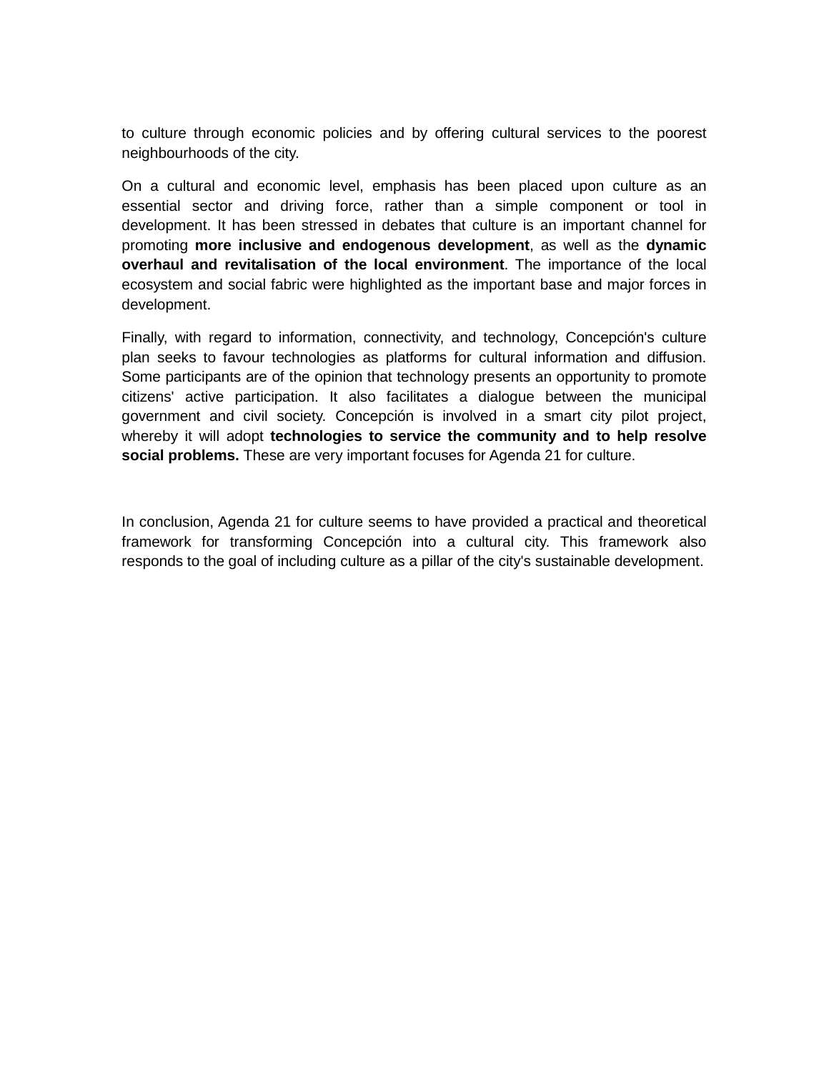to culture through economic policies and by offering cultural services to the poorest neighbourhoods of the city.

On a cultural and economic level, emphasis has been placed upon culture as an essential sector and driving force, rather than a simple component or tool in development. It has been stressed in debates that culture is an important channel for promoting **more inclusive and endogenous development**, as well as the **dynamic overhaul and revitalisation of the local environment**. The importance of the local ecosystem and social fabric were highlighted as the important base and major forces in development.

Finally, with regard to information, connectivity, and technology, Concepción's culture plan seeks to favour technologies as platforms for cultural information and diffusion. Some participants are of the opinion that technology presents an opportunity to promote citizens' active participation. It also facilitates a dialogue between the municipal government and civil society. Concepción is involved in a smart city pilot project, whereby it will adopt **technologies to service the community and to help resolve social problems.** These are very important focuses for Agenda 21 for culture.

In conclusion, Agenda 21 for culture seems to have provided a practical and theoretical framework for transforming Concepción into a cultural city. This framework also responds to the goal of including culture as a pillar of the city's sustainable development.